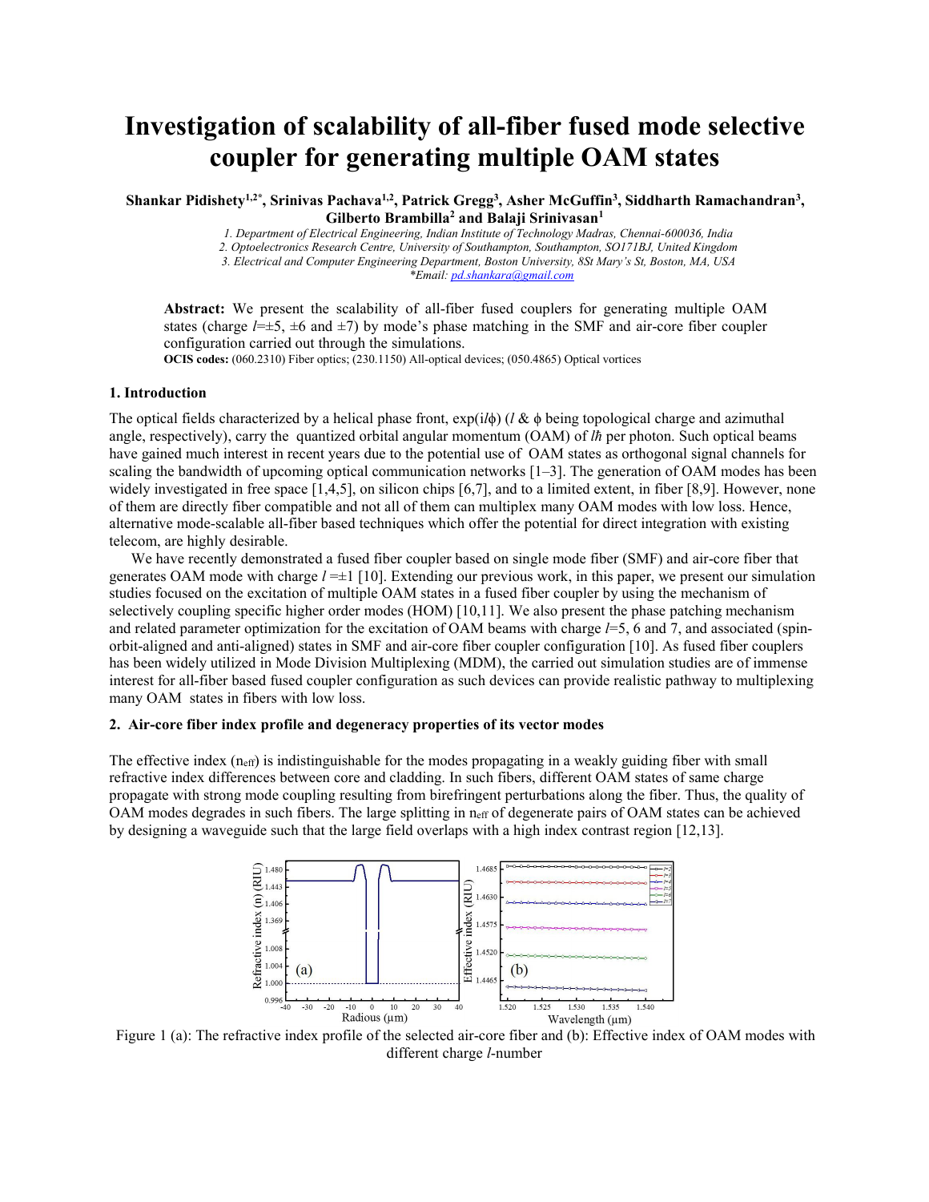# Investigation of scalability of all-fiber fused mode selective coupler for generating multiple OAM states

**Shankar Pidishety[1,2*], Srinivas Pachava[1,2], Patrick Gregg[3], Asher McGuffin[3], Siddharth Ramachandran[3], Gilberto Brambilla[2] and Balaji Srinivasan[1]**

*1. Department of Electrical Engineering, Indian Institute of Technology Madras, Chennai-600036, India*
*2. Optoelectronics Research Centre, University of Southampton, Southampton, SO171BJ, United Kingdom*
*3. Electrical and Computer Engineering Department, Boston University, 8St Mary's St, Boston, MA, USA*
*\*Email: pd.shankara@gmail.com*

**Abstract:** We present the scalability of all-fiber fused couplers for generating multiple OAM states (charge $l$=±5, ±6 and ±7) by mode's phase matching in the SMF and air-core fiber coupler configuration carried out through the simulations.

**OCIS codes:** (060.2310) Fiber optics; (230.1150) All-optical devices; (050.4865) Optical vortices

## 1. Introduction

The optical fields characterized by a helical phase front, exp($il\phi$) ($l$ & $\phi$ being topological charge and azimuthal angle, respectively), carry the quantized orbital angular momentum (OAM) of $l\hbar$ per photon. Such optical beams have gained much interest in recent years due to the potential use of OAM states as orthogonal signal channels for scaling the bandwidth of upcoming optical communication networks [1–3]. The generation of OAM modes has been widely investigated in free space [1,4,5], on silicon chips [6,7], and to a limited extent, in fiber [8,9]. However, none of them are directly fiber compatible and not all of them can multiplex many OAM modes with low loss. Hence, alternative mode-scalable all-fiber based techniques which offer the potential for direct integration with existing telecom, are highly desirable.

We have recently demonstrated a fused fiber coupler based on single mode fiber (SMF) and air-core fiber that generates OAM mode with charge $l$ =±1 [10]. Extending our previous work, in this paper, we present our simulation studies focused on the excitation of multiple OAM states in a fused fiber coupler by using the mechanism of selectively coupling specific higher order modes (HOM) [10,11]. We also present the phase patching mechanism and related parameter optimization for the excitation of OAM beams with charge $l$=5, 6 and 7, and associated (spin-orbit-aligned and anti-aligned) states in SMF and air-core fiber coupler configuration [10]. As fused fiber couplers has been widely utilized in Mode Division Multiplexing (MDM), the carried out simulation studies are of immense interest for all-fiber based fused coupler configuration as such devices can provide realistic pathway to multiplexing many OAM states in fibers with low loss.

## 2. Air-core fiber index profile and degeneracy properties of its vector modes

The effective index ($n_{eff}$) is indistinguishable for the modes propagating in a weakly guiding fiber with small refractive index differences between core and cladding. In such fibers, different OAM states of same charge propagate with strong mode coupling resulting from birefringent perturbations along the fiber. Thus, the quality of OAM modes degrades in such fibers. The large splitting in $n_{eff}$ of degenerate pairs of OAM states can be achieved by designing a waveguide such that the large field overlaps with a high index contrast region [12,13].

Figure 1 (a): The refractive index profile of the selected air-core fiber and (b): Effective index of OAM modes with different charge $l$-number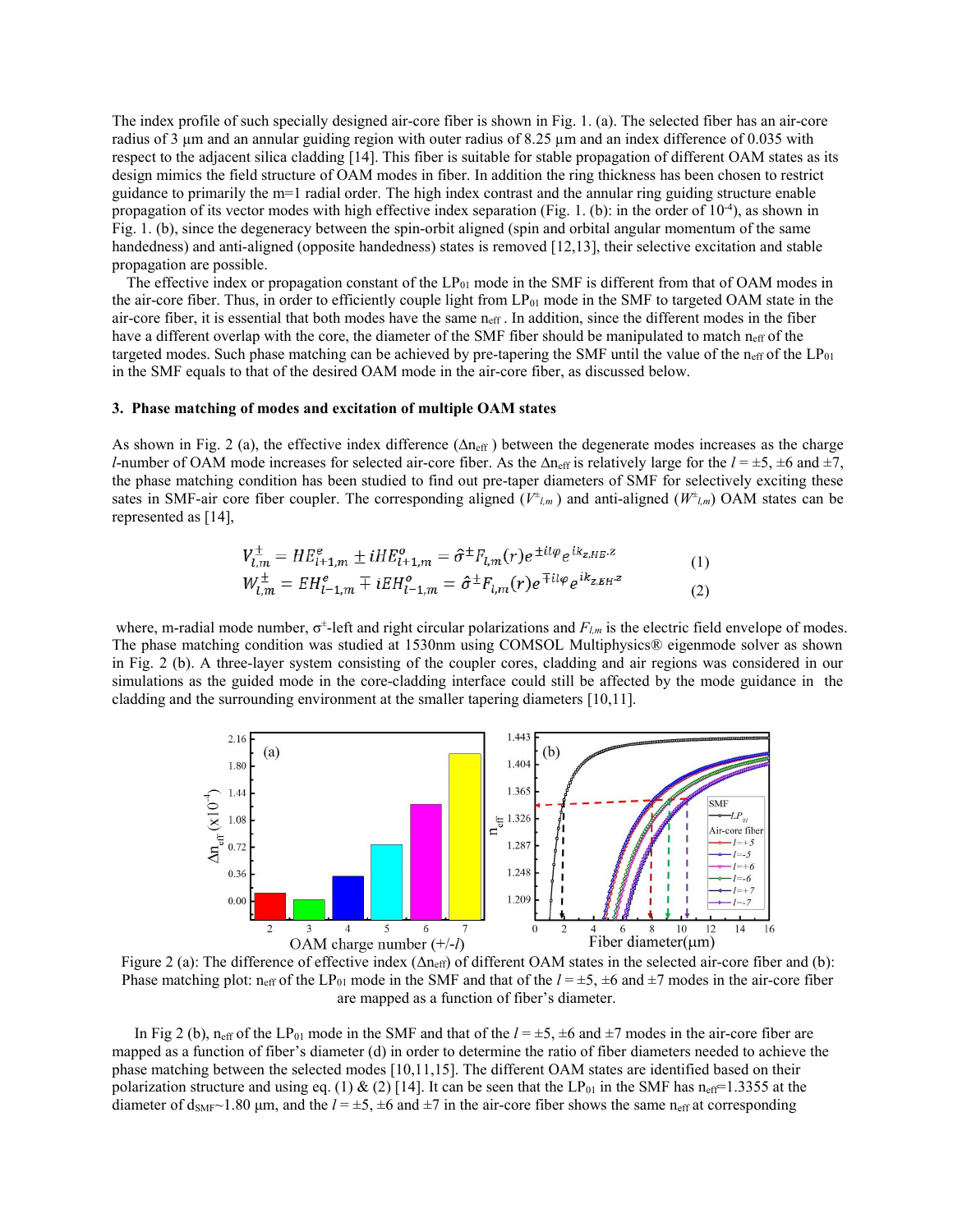The index profile of such specially designed air-core fiber is shown in Fig. 1. (a). The selected fiber has an air-core radius of 3 µm and an annular guiding region with outer radius of 8.25 µm and an index difference of 0.035 with respect to the adjacent silica cladding [14]. This fiber is suitable for stable propagation of different OAM states as its design mimics the field structure of OAM modes in fiber. In addition the ring thickness has been chosen to restrict guidance to primarily the m=1 radial order. The high index contrast and the annular ring guiding structure enable propagation of its vector modes with high effective index separation (Fig. 1. (b): in the order of $10^{-4}$), as shown in Fig. 1. (b), since the degeneracy between the spin-orbit aligned (spin and orbital angular momentum of the same handedness) and anti-aligned (opposite handedness) states is removed [12,13], their selective excitation and stable propagation are possible.

The effective index or propagation constant of the $LP_{01}$ mode in the SMF is different from that of OAM modes in the air-core fiber. Thus, in order to efficiently couple light from $LP_{01}$ mode in the SMF to targeted OAM state in the air-core fiber, it is essential that both modes have the same $n_{eff}$ . In addition, since the different modes in the fiber have a different overlap with the core, the diameter of the SMF fiber should be manipulated to match $n_{eff}$ of the targeted modes. Such phase matching can be achieved by pre-tapering the SMF until the value of the $n_{eff}$ of the $LP_{01}$ in the SMF equals to that of the desired OAM mode in the air-core fiber, as discussed below.

### 3. Phase matching of modes and excitation of multiple OAM states

As shown in Fig. 2 (a), the effective index difference ($\Delta n_{eff}$ ) between the degenerate modes increases as the charge $l$-number of OAM mode increases for selected air-core fiber. As the $\Delta n_{eff}$ is relatively large for the $l = \pm5$, $\pm6$ and $\pm7$, the phase matching condition has been studied to find out pre-taper diameters of SMF for selectively exciting these sates in SMF-air core fiber coupler. The corresponding aligned ($V^{\pm}_{l,m}$ ) and anti-aligned ($W^{\pm}_{l,m}$) OAM states can be represented as [14],

$$V^{\pm}_{l,m} = HE^{e}_{l+1,m} \pm iHE^{o}_{l+1,m} = \hat{\sigma}^{\pm}F_{l,m}(r)e^{\pm il\varphi}e^{ik_{z,HE}\cdot z} \tag{1}$$

$$W^{\pm}_{l,m} = EH^{e}_{l-1,m} \mp iEH^{o}_{l-1,m} = \hat{\sigma}^{\pm}F_{l,m}(r)e^{\mp il\varphi}e^{ik_{z,EH}\cdot z} \tag{2}$$

where, m-radial mode number, $\sigma^{\pm}$-left and right circular polarizations and $F_{l,m}$ is the electric field envelope of modes. The phase matching condition was studied at 1530nm using COMSOL Multiphysics® eigenmode solver as shown in Fig. 2 (b). A three-layer system consisting of the coupler cores, cladding and air regions was considered in our simulations as the guided mode in the core-cladding interface could still be affected by the mode guidance in the cladding and the surrounding environment at the smaller tapering diameters [10,11].

Figure 2 (a): The difference of effective index ($\Delta n_{eff}$) of different OAM states in the selected air-core fiber and (b): Phase matching plot: $n_{eff}$ of the $LP_{01}$ mode in the SMF and that of the $l = \pm5$, $\pm6$ and $\pm7$ modes in the air-core fiber are mapped as a function of fiber's diameter.

In Fig 2 (b), $n_{eff}$ of the $LP_{01}$ mode in the SMF and that of the $l = \pm5$, $\pm6$ and $\pm7$ modes in the air-core fiber are mapped as a function of fiber's diameter (d) in order to determine the ratio of fiber diameters needed to achieve the phase matching between the selected modes [10,11,15]. The different OAM states are identified based on their polarization structure and using eq. (1) & (2) [14]. It can be seen that the $LP_{01}$ in the SMF has $n_{eff}$=1.3355 at the diameter of $d_{SMF}$~1.80 µm, and the $l = \pm5$, $\pm6$ and $\pm7$ in the air-core fiber shows the same $n_{eff}$ at corresponding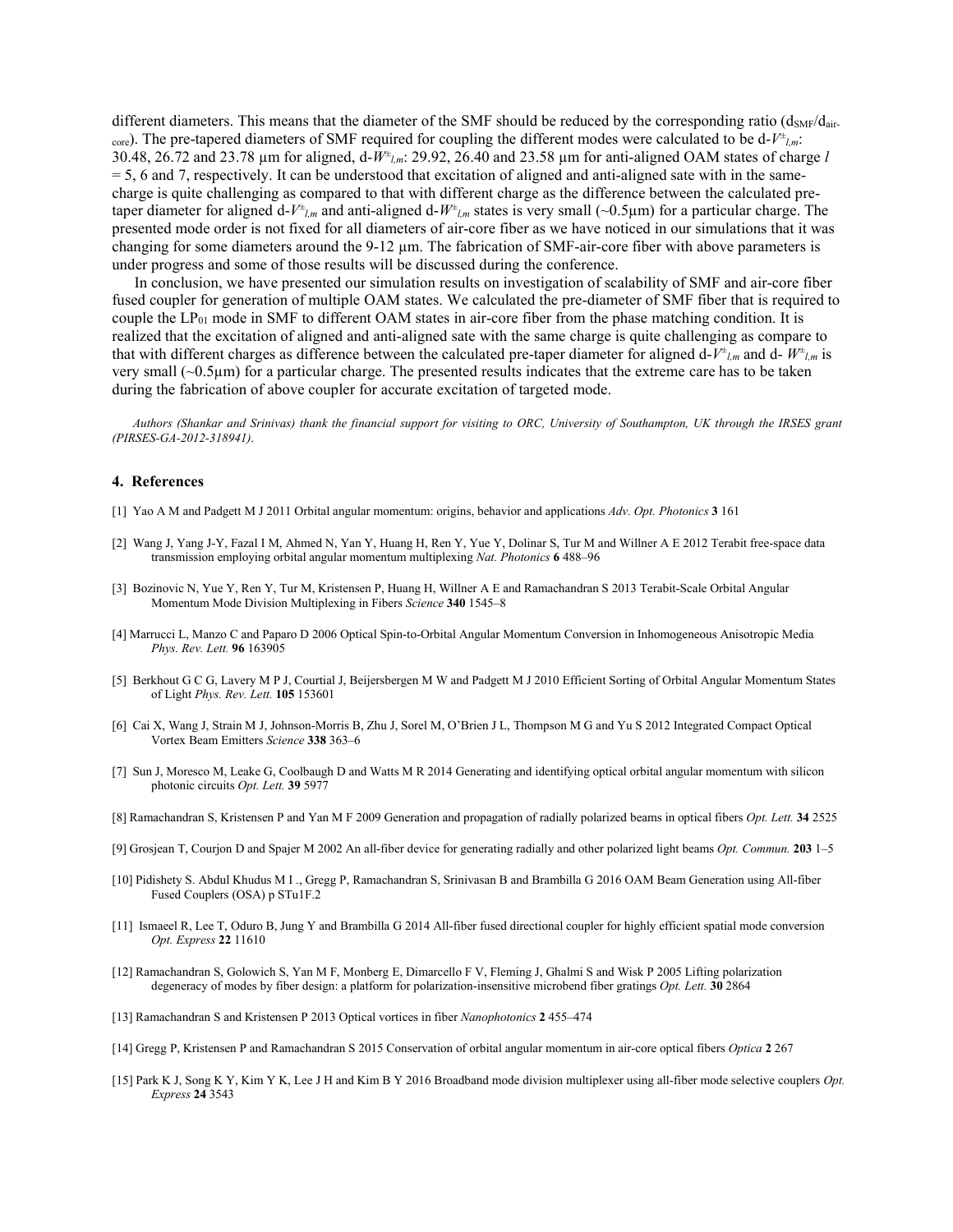different diameters. This means that the diameter of the SMF should be reduced by the corresponding ratio ($d_{SMF}/d_{air\text{-}core}$). The pre-tapered diameters of SMF required for coupling the different modes were calculated to be d-$V^{\pm}_{l,m}$: 30.48, 26.72 and 23.78 μm for aligned, d-$W^{\pm}_{l,m}$: 29.92, 26.40 and 23.58 μm for anti-aligned OAM states of charge $l$ = 5, 6 and 7, respectively. It can be understood that excitation of aligned and anti-aligned sate with in the same-charge is quite challenging as compared to that with different charge as the difference between the calculated pre-taper diameter for aligned d-$V^{\pm}_{l,m}$ and anti-aligned d-$W^{\pm}_{l,m}$ states is very small (~0.5μm) for a particular charge. The presented mode order is not fixed for all diameters of air-core fiber as we have noticed in our simulations that it was changing for some diameters around the 9-12 μm. The fabrication of SMF-air-core fiber with above parameters is under progress and some of those results will be discussed during the conference.

In conclusion, we have presented our simulation results on investigation of scalability of SMF and air-core fiber fused coupler for generation of multiple OAM states. We calculated the pre-diameter of SMF fiber that is required to couple the $LP_{01}$ mode in SMF to different OAM states in air-core fiber from the phase matching condition. It is realized that the excitation of aligned and anti-aligned sate with the same charge is quite challenging as compare to that with different charges as difference between the calculated pre-taper diameter for aligned d-$V^{\pm}_{l,m}$ and d- $W^{\pm}_{l,m}$ is very small (~0.5μm) for a particular charge. The presented results indicates that the extreme care has to be taken during the fabrication of above coupler for accurate excitation of targeted mode.

*Authors (Shankar and Srinivas) thank the financial support for visiting to ORC, University of Southampton, UK through the IRSES grant (PIRSES-GA-2012-318941).*

## 4. References

[1] Yao A M and Padgett M J 2011 Orbital angular momentum: origins, behavior and applications *Adv. Opt. Photonics* **3** 161

[2] Wang J, Yang J-Y, Fazal I M, Ahmed N, Yan Y, Huang H, Ren Y, Yue Y, Dolinar S, Tur M and Willner A E 2012 Terabit free-space data transmission employing orbital angular momentum multiplexing *Nat. Photonics* **6** 488–96

[3] Bozinovic N, Yue Y, Ren Y, Tur M, Kristensen P, Huang H, Willner A E and Ramachandran S 2013 Terabit-Scale Orbital Angular Momentum Mode Division Multiplexing in Fibers *Science* **340** 1545–8

[4] Marrucci L, Manzo C and Paparo D 2006 Optical Spin-to-Orbital Angular Momentum Conversion in Inhomogeneous Anisotropic Media *Phys. Rev. Lett.* **96** 163905

[5] Berkhout G C G, Lavery M P J, Courtial J, Beijersbergen M W and Padgett M J 2010 Efficient Sorting of Orbital Angular Momentum States of Light *Phys. Rev. Lett.* **105** 153601

[6] Cai X, Wang J, Strain M J, Johnson-Morris B, Zhu J, Sorel M, O'Brien J L, Thompson M G and Yu S 2012 Integrated Compact Optical Vortex Beam Emitters *Science* **338** 363–6

[7] Sun J, Moresco M, Leake G, Coolbaugh D and Watts M R 2014 Generating and identifying optical orbital angular momentum with silicon photonic circuits *Opt. Lett.* **39** 5977

[8] Ramachandran S, Kristensen P and Yan M F 2009 Generation and propagation of radially polarized beams in optical fibers *Opt. Lett.* **34** 2525

[9] Grosjean T, Courjon D and Spajer M 2002 An all-fiber device for generating radially and other polarized light beams *Opt. Commun.* **203** 1–5

[10] Pidishety S. Abdul Khudus M I ., Gregg P, Ramachandran S, Srinivasan B and Brambilla G 2016 OAM Beam Generation using All-fiber Fused Couplers (OSA) p STu1F.2

[11] Ismaeel R, Lee T, Oduro B, Jung Y and Brambilla G 2014 All-fiber fused directional coupler for highly efficient spatial mode conversion *Opt. Express* **22** 11610

[12] Ramachandran S, Golowich S, Yan M F, Monberg E, Dimarcello F V, Fleming J, Ghalmi S and Wisk P 2005 Lifting polarization degeneracy of modes by fiber design: a platform for polarization-insensitive microbend fiber gratings *Opt. Lett.* **30** 2864

[13] Ramachandran S and Kristensen P 2013 Optical vortices in fiber *Nanophotonics* **2** 455–474

[14] Gregg P, Kristensen P and Ramachandran S 2015 Conservation of orbital angular momentum in air-core optical fibers *Optica* **2** 267

[15] Park K J, Song K Y, Kim Y K, Lee J H and Kim B Y 2016 Broadband mode division multiplexer using all-fiber mode selective couplers *Opt. Express* **24** 3543